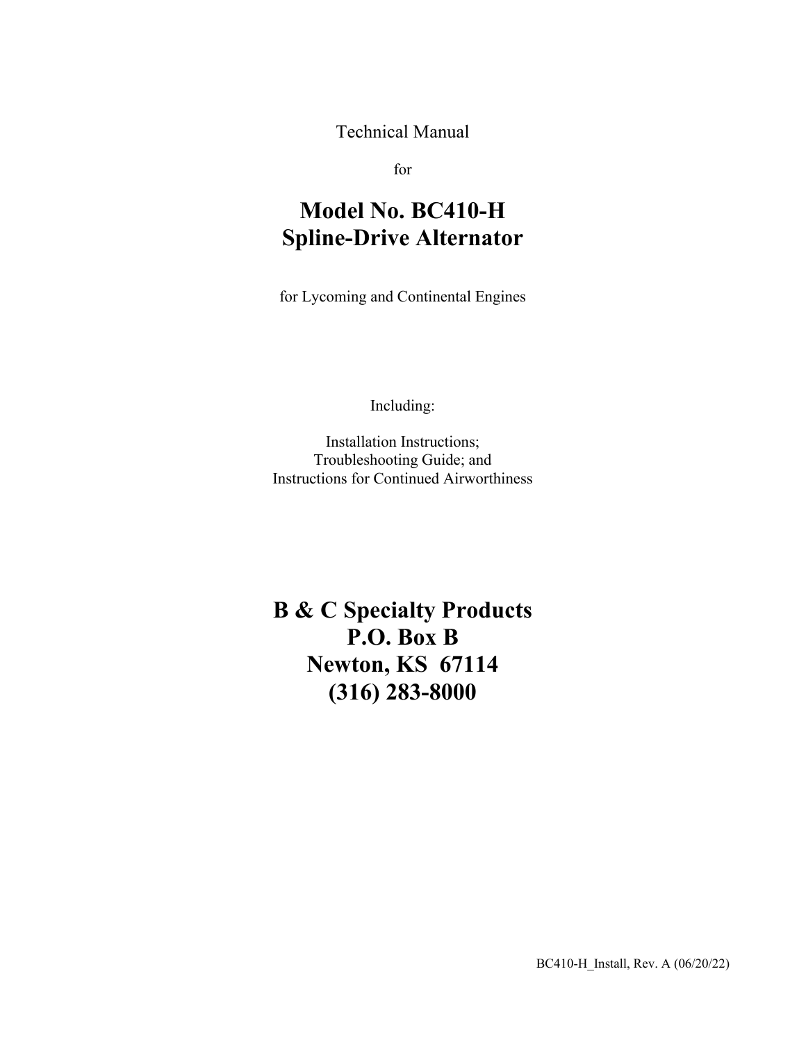Technical Manual

for

# Model No. BC410-H
# Spline-Drive Alternator

for Lycoming and Continental Engines

Including:

Installation Instructions;
Troubleshooting Guide; and
Instructions for Continued Airworthiness

## B & C Specialty Products
## P.O. Box B
## Newton, KS 67114
## (316) 283-8000

BC410-H_Install, Rev. A (06/20/22)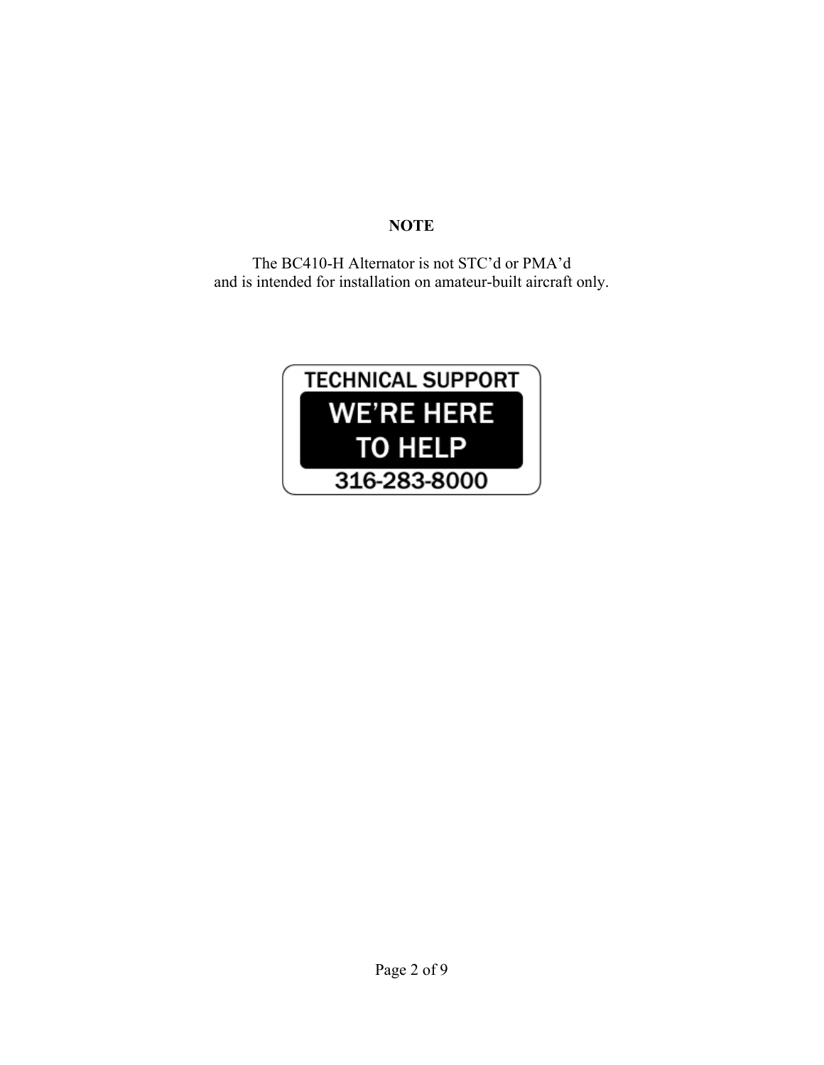**NOTE**

The BC410-H Alternator is not STC'd or PMA'd
and is intended for installation on amateur-built aircraft only.

TECHNICAL SUPPORT

WE'RE HERE TO HELP

316-283-8000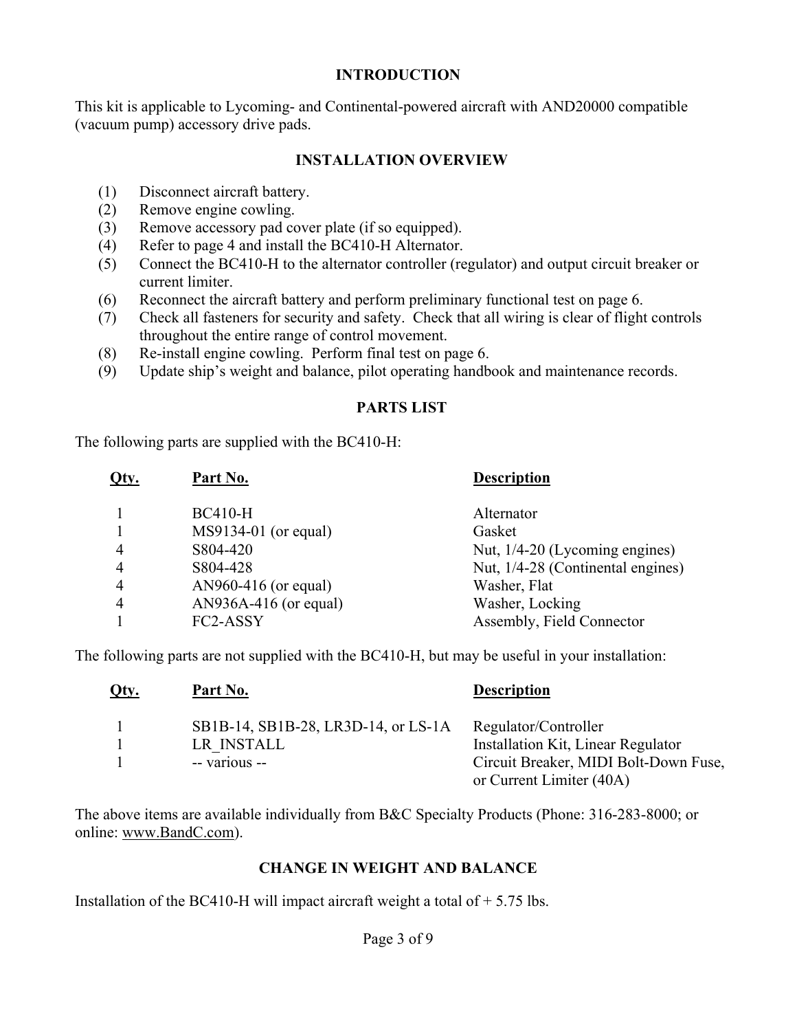## INTRODUCTION

This kit is applicable to Lycoming- and Continental-powered aircraft with AND20000 compatible (vacuum pump) accessory drive pads.

## INSTALLATION OVERVIEW

(1) Disconnect aircraft battery.
(2) Remove engine cowling.
(3) Remove accessory pad cover plate (if so equipped).
(4) Refer to page 4 and install the BC410-H Alternator.
(5) Connect the BC410-H to the alternator controller (regulator) and output circuit breaker or current limiter.
(6) Reconnect the aircraft battery and perform preliminary functional test on page 6.
(7) Check all fasteners for security and safety. Check that all wiring is clear of flight controls throughout the entire range of control movement.
(8) Re-install engine cowling. Perform final test on page 6.
(9) Update ship's weight and balance, pilot operating handbook and maintenance records.

## PARTS LIST

The following parts are supplied with the BC410-H:

| Qty. | Part No. | Description |
|---|---|---|
| 1 | BC410-H | Alternator |
| 1 | MS9134-01 (or equal) | Gasket |
| 4 | S804-420 | Nut, 1/4-20 (Lycoming engines) |
| 4 | S804-428 | Nut, 1/4-28 (Continental engines) |
| 4 | AN960-416 (or equal) | Washer, Flat |
| 4 | AN936A-416 (or equal) | Washer, Locking |
| 1 | FC2-ASSY | Assembly, Field Connector |

The following parts are not supplied with the BC410-H, but may be useful in your installation:

| Qty. | Part No. | Description |
|---|---|---|
| 1 | SB1B-14, SB1B-28, LR3D-14, or LS-1A | Regulator/Controller |
| 1 | LR_INSTALL | Installation Kit, Linear Regulator |
| 1 | -- various -- | Circuit Breaker, MIDI Bolt-Down Fuse, or Current Limiter (40A) |

The above items are available individually from B&C Specialty Products (Phone: 316-283-8000; or online: www.BandC.com).

## CHANGE IN WEIGHT AND BALANCE

Installation of the BC410-H will impact aircraft weight a total of + 5.75 lbs.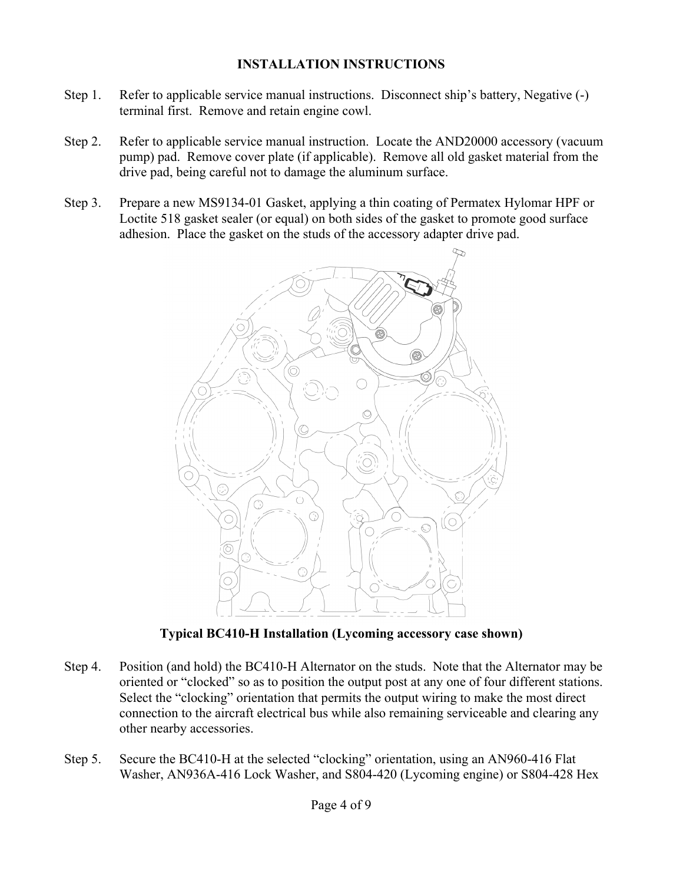**INSTALLATION INSTRUCTIONS**

Step 1. Refer to applicable service manual instructions. Disconnect ship's battery, Negative (-) terminal first. Remove and retain engine cowl.

Step 2. Refer to applicable service manual instruction. Locate the AND20000 accessory (vacuum pump) pad. Remove cover plate (if applicable). Remove all old gasket material from the drive pad, being careful not to damage the aluminum surface.

Step 3. Prepare a new MS9134-01 Gasket, applying a thin coating of Permatex Hylomar HPF or Loctite 518 gasket sealer (or equal) on both sides of the gasket to promote good surface adhesion. Place the gasket on the studs of the accessory adapter drive pad.

**Typical BC410-H Installation (Lycoming accessory case shown)**

Step 4. Position (and hold) the BC410-H Alternator on the studs. Note that the Alternator may be oriented or "clocked" so as to position the output post at any one of four different stations. Select the "clocking" orientation that permits the output wiring to make the most direct connection to the aircraft electrical bus while also remaining serviceable and clearing any other nearby accessories.

Step 5. Secure the BC410-H at the selected "clocking" orientation, using an AN960-416 Flat Washer, AN936A-416 Lock Washer, and S804-420 (Lycoming engine) or S804-428 Hex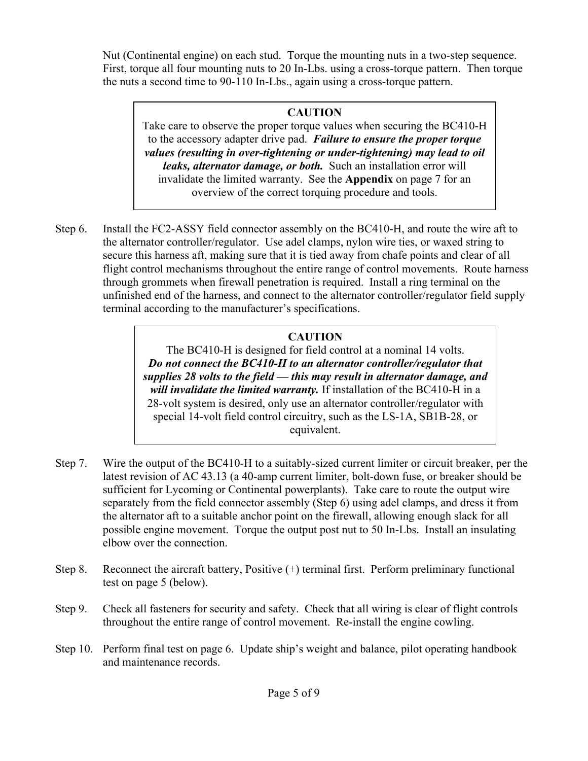Nut (Continental engine) on each stud. Torque the mounting nuts in a two-step sequence. First, torque all four mounting nuts to 20 In-Lbs. using a cross-torque pattern. Then torque the nuts a second time to 90-110 In-Lbs., again using a cross-torque pattern.

> **CAUTION**
>
> Take care to observe the proper torque values when securing the BC410-H to the accessory adapter drive pad. ***Failure to ensure the proper torque values (resulting in over-tightening or under-tightening) may lead to oil leaks, alternator damage, or both.*** Such an installation error will invalidate the limited warranty. See the **Appendix** on page 7 for an overview of the correct torquing procedure and tools.

Step 6. Install the FC2-ASSY field connector assembly on the BC410-H, and route the wire aft to the alternator controller/regulator. Use adel clamps, nylon wire ties, or waxed string to secure this harness aft, making sure that it is tied away from chafe points and clear of all flight control mechanisms throughout the entire range of control movements. Route harness through grommets when firewall penetration is required. Install a ring terminal on the unfinished end of the harness, and connect to the alternator controller/regulator field supply terminal according to the manufacturer's specifications.

> **CAUTION**
>
> The BC410-H is designed for field control at a nominal 14 volts. ***Do not connect the BC410-H to an alternator controller/regulator that supplies 28 volts to the field — this may result in alternator damage, and will invalidate the limited warranty.*** If installation of the BC410-H in a 28-volt system is desired, only use an alternator controller/regulator with special 14-volt field control circuitry, such as the LS-1A, SB1B-28, or equivalent.

Step 7. Wire the output of the BC410-H to a suitably-sized current limiter or circuit breaker, per the latest revision of AC 43.13 (a 40-amp current limiter, bolt-down fuse, or breaker should be sufficient for Lycoming or Continental powerplants). Take care to route the output wire separately from the field connector assembly (Step 6) using adel clamps, and dress it from the alternator aft to a suitable anchor point on the firewall, allowing enough slack for all possible engine movement. Torque the output post nut to 50 In-Lbs. Install an insulating elbow over the connection.

Step 8. Reconnect the aircraft battery, Positive (+) terminal first. Perform preliminary functional test on page 5 (below).

Step 9. Check all fasteners for security and safety. Check that all wiring is clear of flight controls throughout the entire range of control movement. Re-install the engine cowling.

Step 10. Perform final test on page 6. Update ship's weight and balance, pilot operating handbook and maintenance records.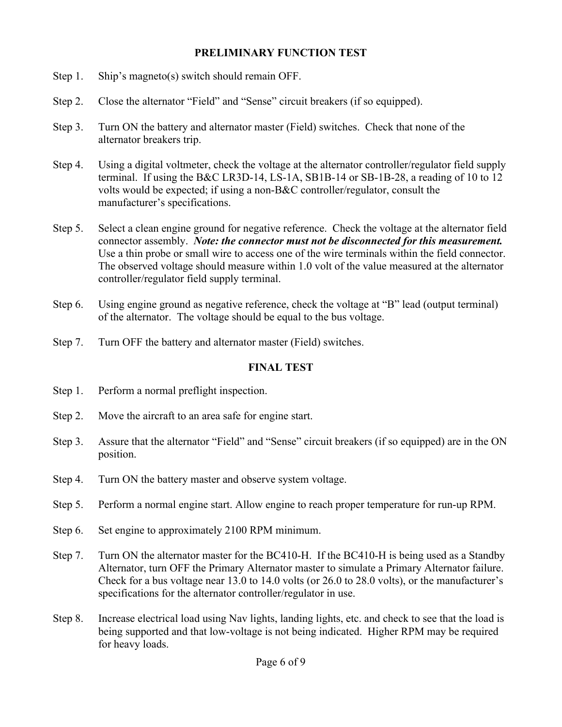## PRELIMINARY FUNCTION TEST

Step 1. Ship's magneto(s) switch should remain OFF.

Step 2. Close the alternator "Field" and "Sense" circuit breakers (if so equipped).

Step 3. Turn ON the battery and alternator master (Field) switches. Check that none of the alternator breakers trip.

Step 4. Using a digital voltmeter, check the voltage at the alternator controller/regulator field supply terminal. If using the B&C LR3D-14, LS-1A, SB1B-14 or SB-1B-28, a reading of 10 to 12 volts would be expected; if using a non-B&C controller/regulator, consult the manufacturer's specifications.

Step 5. Select a clean engine ground for negative reference. Check the voltage at the alternator field connector assembly. ***Note: the connector must not be disconnected for this measurement.*** Use a thin probe or small wire to access one of the wire terminals within the field connector. The observed voltage should measure within 1.0 volt of the value measured at the alternator controller/regulator field supply terminal.

Step 6. Using engine ground as negative reference, check the voltage at "B" lead (output terminal) of the alternator. The voltage should be equal to the bus voltage.

Step 7. Turn OFF the battery and alternator master (Field) switches.

## FINAL TEST

Step 1. Perform a normal preflight inspection.

Step 2. Move the aircraft to an area safe for engine start.

Step 3. Assure that the alternator "Field" and "Sense" circuit breakers (if so equipped) are in the ON position.

Step 4. Turn ON the battery master and observe system voltage.

Step 5. Perform a normal engine start. Allow engine to reach proper temperature for run-up RPM.

Step 6. Set engine to approximately 2100 RPM minimum.

Step 7. Turn ON the alternator master for the BC410-H. If the BC410-H is being used as a Standby Alternator, turn OFF the Primary Alternator master to simulate a Primary Alternator failure. Check for a bus voltage near 13.0 to 14.0 volts (or 26.0 to 28.0 volts), or the manufacturer's specifications for the alternator controller/regulator in use.

Step 8. Increase electrical load using Nav lights, landing lights, etc. and check to see that the load is being supported and that low-voltage is not being indicated. Higher RPM may be required for heavy loads.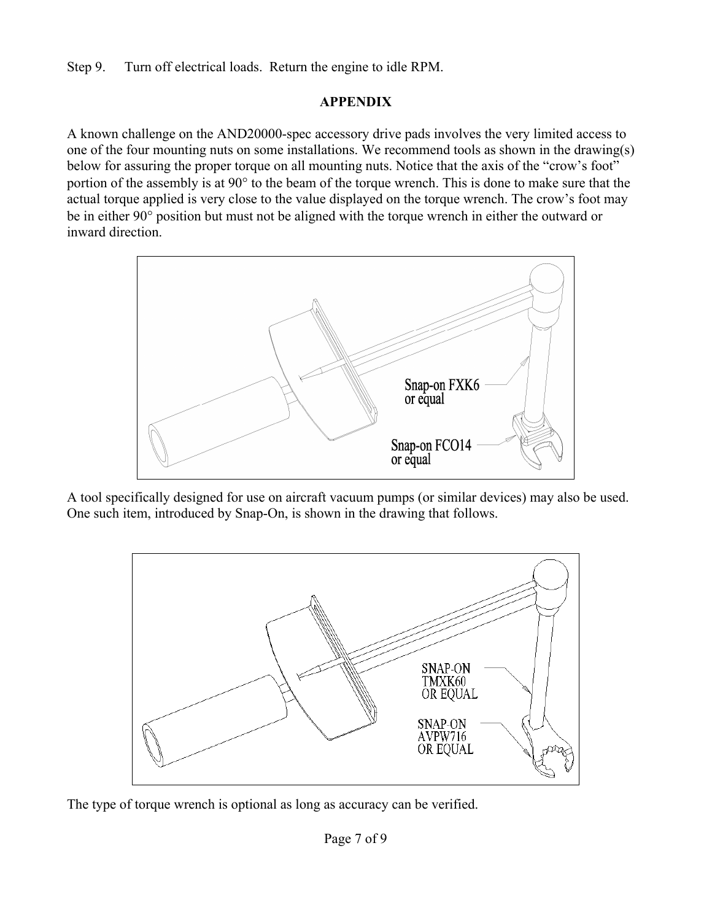Step 9. Turn off electrical loads. Return the engine to idle RPM.

## APPENDIX

A known challenge on the AND20000-spec accessory drive pads involves the very limited access to one of the four mounting nuts on some installations. We recommend tools as shown in the drawing(s) below for assuring the proper torque on all mounting nuts. Notice that the axis of the "crow's foot" portion of the assembly is at 90° to the beam of the torque wrench. This is done to make sure that the actual torque applied is very close to the value displayed on the torque wrench. The crow's foot may be in either 90° position but must not be aligned with the torque wrench in either the outward or inward direction.

Snap-on FXK6 or equal

Snap-on FCO14 or equal

A tool specifically designed for use on aircraft vacuum pumps (or similar devices) may also be used. One such item, introduced by Snap-On, is shown in the drawing that follows.

SNAP-ON TMXK60 OR EQUAL

SNAP-ON AVPW716 OR EQUAL

The type of torque wrench is optional as long as accuracy can be verified.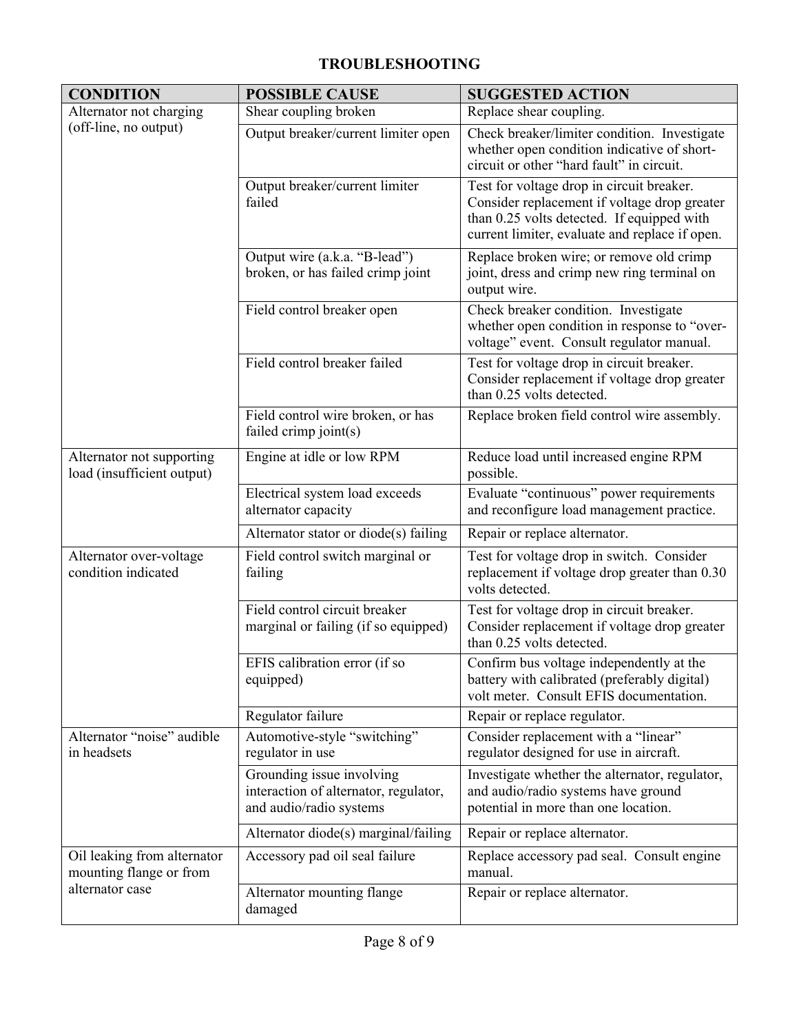## TROUBLESHOOTING

| CONDITION | POSSIBLE CAUSE | SUGGESTED ACTION |
|---|---|---|
| Alternator not charging (off-line, no output) | Shear coupling broken | Replace shear coupling. |
| | Output breaker/current limiter open | Check breaker/limiter condition. Investigate whether open condition indicative of short-circuit or other "hard fault" in circuit. |
| | Output breaker/current limiter failed | Test for voltage drop in circuit breaker. Consider replacement if voltage drop greater than 0.25 volts detected. If equipped with current limiter, evaluate and replace if open. |
| | Output wire (a.k.a. "B-lead") broken, or has failed crimp joint | Replace broken wire; or remove old crimp joint, dress and crimp new ring terminal on output wire. |
| | Field control breaker open | Check breaker condition. Investigate whether open condition in response to "over-voltage" event. Consult regulator manual. |
| | Field control breaker failed | Test for voltage drop in circuit breaker. Consider replacement if voltage drop greater than 0.25 volts detected. |
| | Field control wire broken, or has failed crimp joint(s) | Replace broken field control wire assembly. |
| Alternator not supporting load (insufficient output) | Engine at idle or low RPM | Reduce load until increased engine RPM possible. |
| | Electrical system load exceeds alternator capacity | Evaluate "continuous" power requirements and reconfigure load management practice. |
| | Alternator stator or diode(s) failing | Repair or replace alternator. |
| Alternator over-voltage condition indicated | Field control switch marginal or failing | Test for voltage drop in switch. Consider replacement if voltage drop greater than 0.30 volts detected. |
| | Field control circuit breaker marginal or failing (if so equipped) | Test for voltage drop in circuit breaker. Consider replacement if voltage drop greater than 0.25 volts detected. |
| | EFIS calibration error (if so equipped) | Confirm bus voltage independently at the battery with calibrated (preferably digital) volt meter. Consult EFIS documentation. |
| | Regulator failure | Repair or replace regulator. |
| Alternator "noise" audible in headsets | Automotive-style "switching" regulator in use | Consider replacement with a "linear" regulator designed for use in aircraft. |
| | Grounding issue involving interaction of alternator, regulator, and audio/radio systems | Investigate whether the alternator, regulator, and audio/radio systems have ground potential in more than one location. |
| | Alternator diode(s) marginal/failing | Repair or replace alternator. |
| Oil leaking from alternator mounting flange or from alternator case | Accessory pad oil seal failure | Replace accessory pad seal. Consult engine manual. |
| | Alternator mounting flange damaged | Repair or replace alternator. |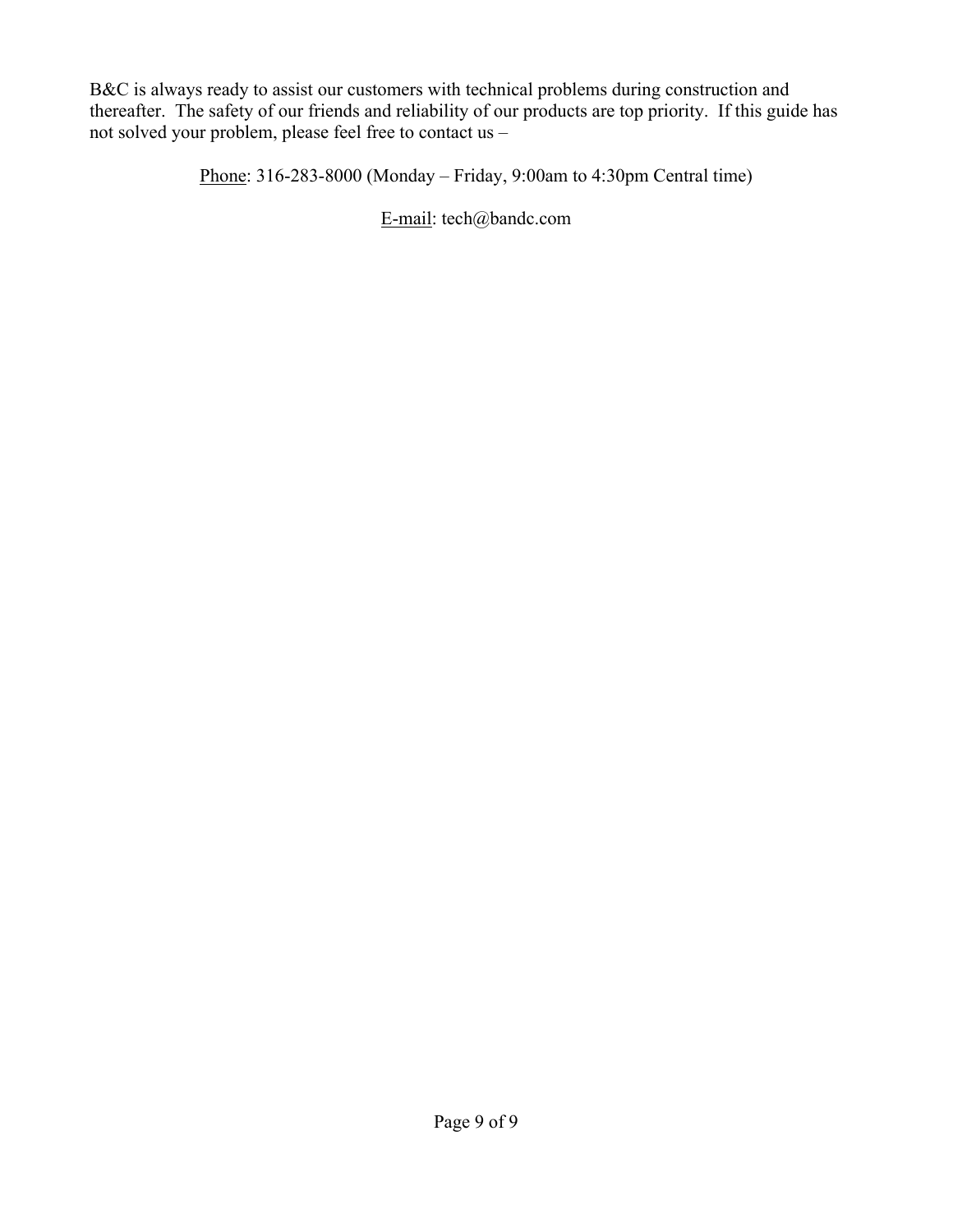B&C is always ready to assist our customers with technical problems during construction and thereafter. The safety of our friends and reliability of our products are top priority. If this guide has not solved your problem, please feel free to contact us –

Phone: 316-283-8000 (Monday – Friday, 9:00am to 4:30pm Central time)

E-mail: tech@bandc.com